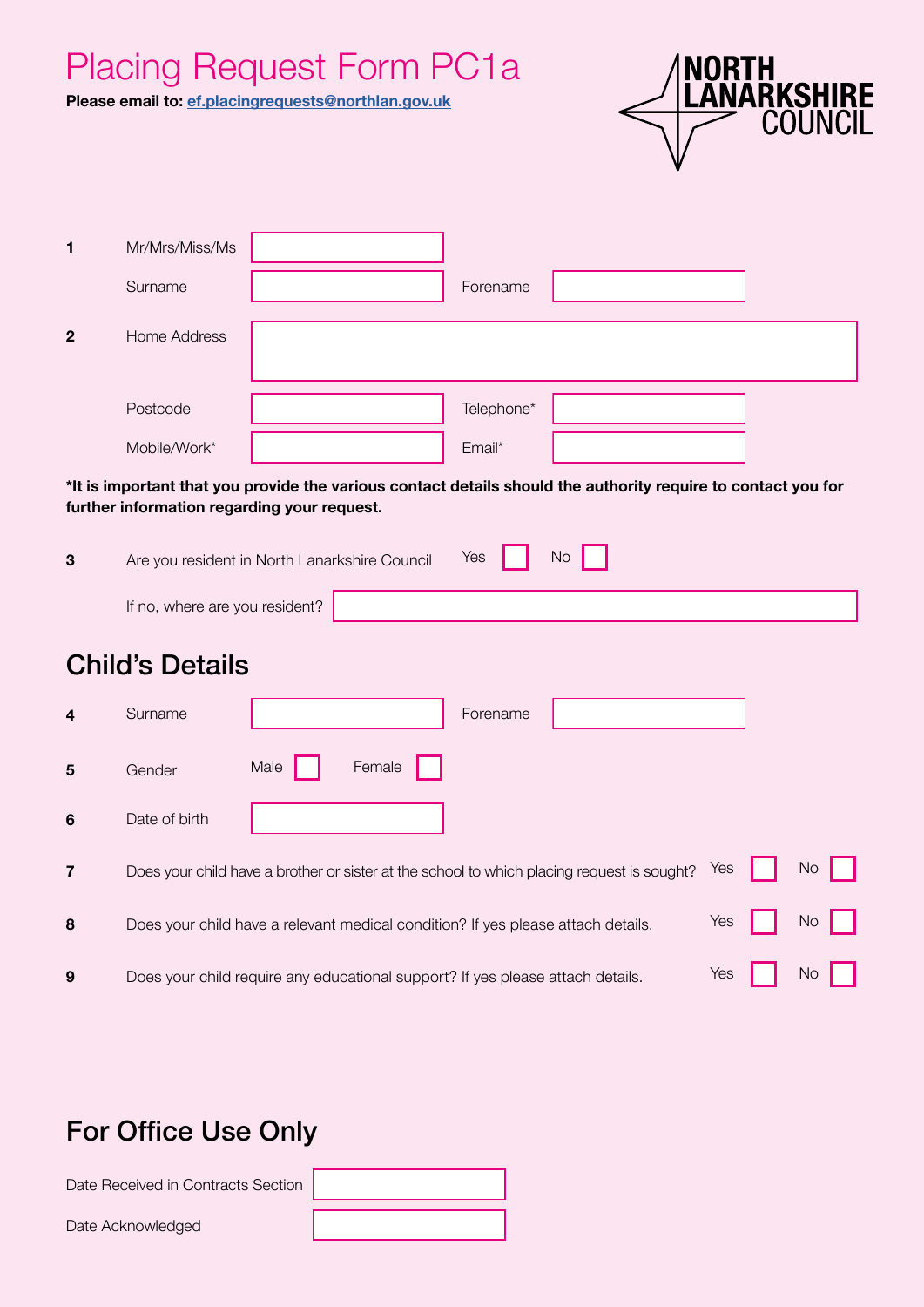# Placing Request Form PC1a

**Please email to: ef.placingrequests@northlan.gov.uk**

NORTH LANARKSHIRE COUNCIL

| | | | | |
|---|---|---|---|---|
| **1** | Mr/Mrs/Miss/Ms | | | |
| | Surname | | Forename | |
| **2** | Home Address | | | |
| | Postcode | | Telephone* | |
| | Mobile/Work* | | Email* | |

**\*It is important that you provide the various contact details should the authority require to contact you for further information regarding your request.**

| | | | |
|---|---|---|---|
| **3** | Are you resident in North Lanarkshire Council | Yes ☐ | No ☐ |
| | If no, where are you resident? | | |

## Child's Details

| | | | | |
|---|---|---|---|---|
| **4** | Surname | | Forename | |
| **5** | Gender | Male ☐ | Female ☐ | |
| **6** | Date of birth | | | |

| | | | |
|---|---|---|---|
| **7** | Does your child have a brother or sister at the school to which placing request is sought? | Yes ☐ | No ☐ |
| **8** | Does your child have a relevant medical condition? If yes please attach details. | Yes ☐ | No ☐ |
| **9** | Does your child require any educational support? If yes please attach details. | Yes ☐ | No ☐ |

## For Office Use Only

| | |
|---|---|
| Date Received in Contracts Section | |
| Date Acknowledged | |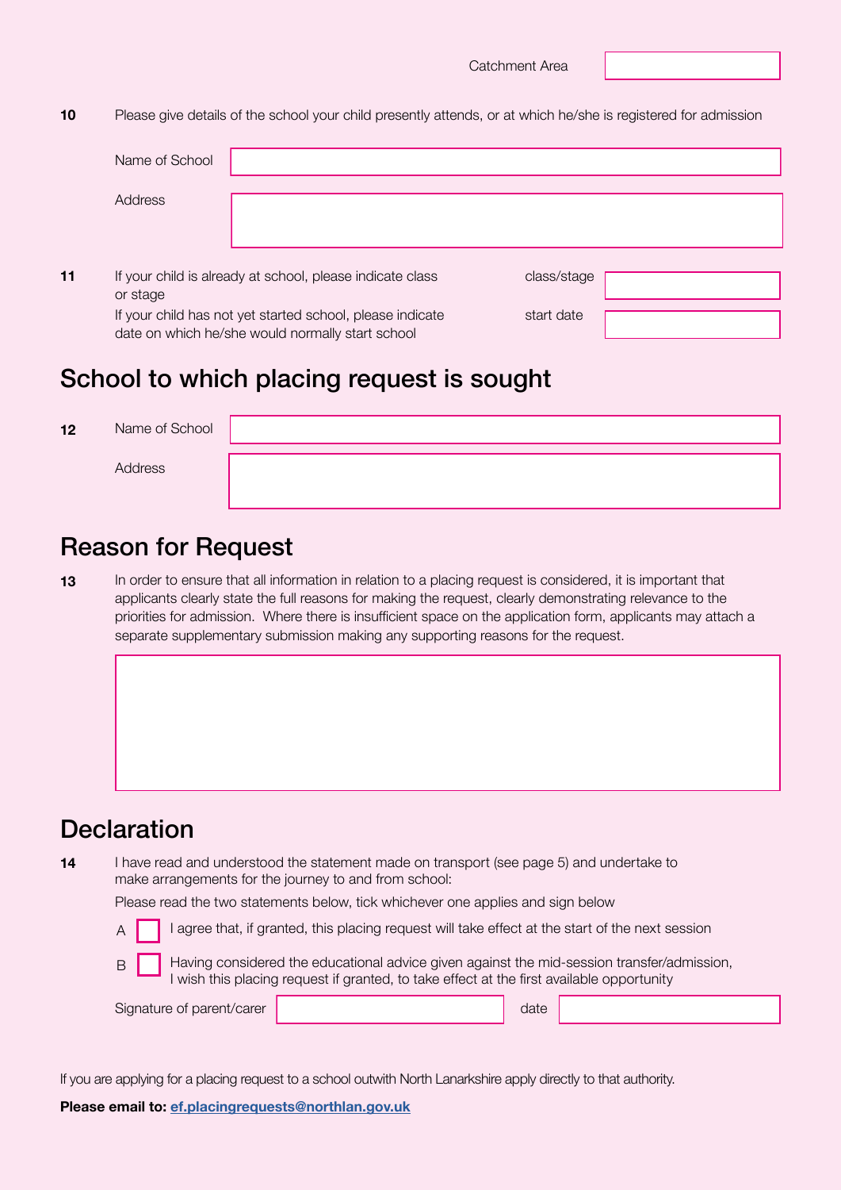Catchment Area

**10** Please give details of the school your child presently attends, or at which he/she is registered for admission

Name of School

Address

**11** If your child is already at school, please indicate class or stage — class/stage

If your child has not yet started school, please indicate date on which he/she would normally start school — start date

## School to which placing request is sought

**12** Name of School

Address

## Reason for Request

**13** In order to ensure that all information in relation to a placing request is considered, it is important that applicants clearly state the full reasons for making the request, clearly demonstrating relevance to the priorities for admission. Where there is insufficient space on the application form, applicants may attach a separate supplementary submission making any supporting reasons for the request.

## Declaration

**14** I have read and understood the statement made on transport (see page 5) and undertake to make arrangements for the journey to and from school:

Please read the two statements below, tick whichever one applies and sign below

A ☐ I agree that, if granted, this placing request will take effect at the start of the next session

B ☐ Having considered the educational advice given against the mid-session transfer/admission, I wish this placing request if granted, to take effect at the first available opportunity

Signature of parent/carer — date

If you are applying for a placing request to a school outwith North Lanarkshire apply directly to that authority.

**Please email to: ef.placingrequests@northlan.gov.uk**